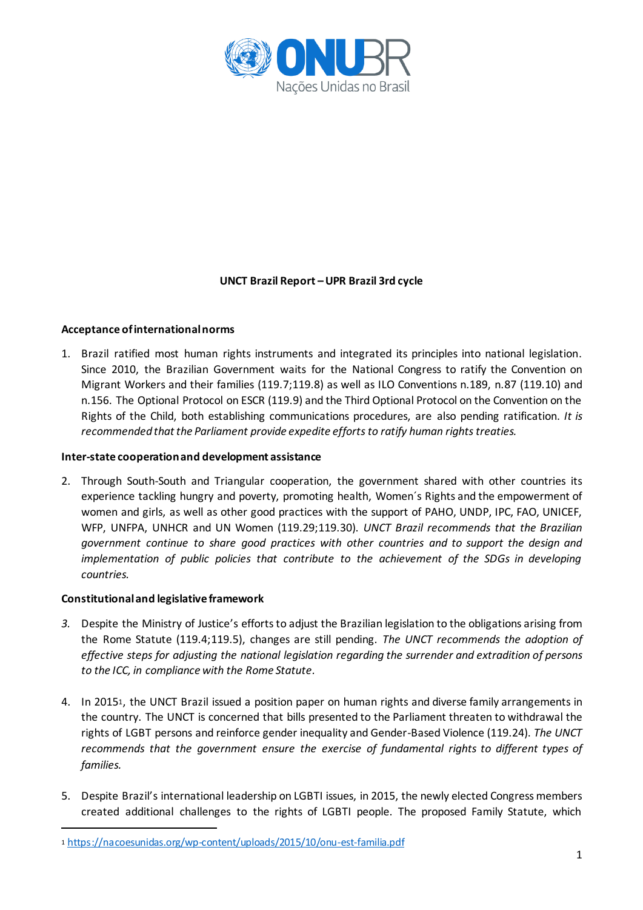**UNCT Brazil Report – UPR Brazil 3rd cycle**

**Acceptance of international norms**

1. Brazil ratified most human rights instruments and integrated its principles into national legislation. Since 2010, the Brazilian Government waits for the National Congress to ratify the Convention on Migrant Workers and their families (119.7;119.8) as well as ILO Conventions n.189, n.87 (119.10) and n.156. The Optional Protocol on ESCR (119.9) and the Third Optional Protocol on the Convention on the Rights of the Child, both establishing communications procedures, are also pending ratification. *It is recommended that the Parliament provide expedite efforts to ratify human rights treaties.*

**Inter-state cooperation and development assistance**

2. Through South-South and Triangular cooperation, the government shared with other countries its experience tackling hungry and poverty, promoting health, Women´s Rights and the empowerment of women and girls, as well as other good practices with the support of PAHO, UNDP, IPC, FAO, UNICEF, WFP, UNFPA, UNHCR and UN Women (119.29;119.30). *UNCT Brazil recommends that the Brazilian government continue to share good practices with other countries and to support the design and implementation of public policies that contribute to the achievement of the SDGs in developing countries.*

**Constitutional and legislative framework**

3. Despite the Ministry of Justice's efforts to adjust the Brazilian legislation to the obligations arising from the Rome Statute (119.4;119.5), changes are still pending. *The UNCT recommends the adoption of effective steps for adjusting the national legislation regarding the surrender and extradition of persons to the ICC, in compliance with the Rome Statute.*

4. In 2015[1], the UNCT Brazil issued a position paper on human rights and diverse family arrangements in the country. The UNCT is concerned that bills presented to the Parliament threaten to withdrawal the rights of LGBT persons and reinforce gender inequality and Gender-Based Violence (119.24). *The UNCT recommends that the government ensure the exercise of fundamental rights to different types of families.*

5. Despite Brazil's international leadership on LGBTI issues, in 2015, the newly elected Congress members created additional challenges to the rights of LGBTI people. The proposed Family Statute, which

[1] https://nacoesunidas.org/wp-content/uploads/2015/10/onu-est-familia.pdf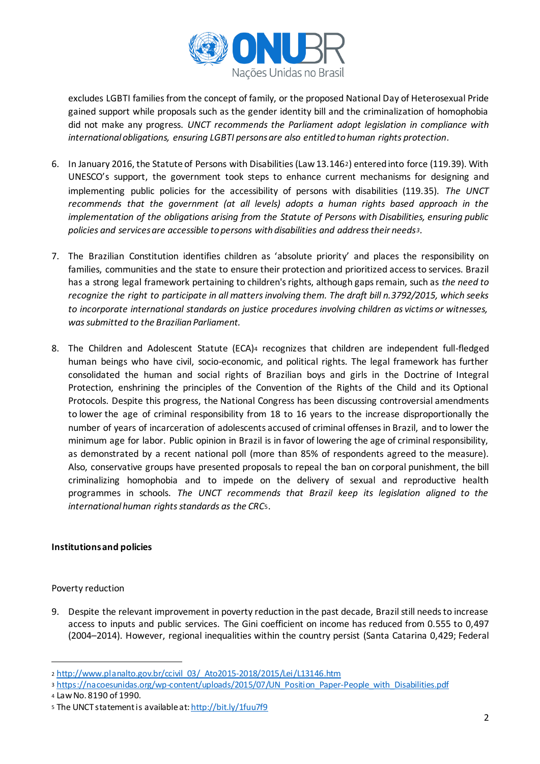excludes LGBTI families from the concept of family, or the proposed National Day of Heterosexual Pride gained support while proposals such as the gender identity bill and the criminalization of homophobia did not make any progress. *UNCT recommends the Parliament adopt legislation in compliance with international obligations, ensuring LGBTI persons are also entitled to human rights protection*.

6. In January 2016, the Statute of Persons with Disabilities (Law 13.146[2]) entered into force (119.39). With UNESCO's support, the government took steps to enhance current mechanisms for designing and implementing public policies for the accessibility of persons with disabilities (119.35). *The UNCT recommends that the government (at all levels) adopts a human rights based approach in the implementation of the obligations arising from the Statute of Persons with Disabilities, ensuring public policies and services are accessible to persons with disabilities and address their needs*[3].

7. The Brazilian Constitution identifies children as 'absolute priority' and places the responsibility on families, communities and the state to ensure their protection and prioritized access to services. Brazil has a strong legal framework pertaining to children's rights, although gaps remain, such as *the need to recognize the right to participate in all matters involving them. The draft bill n.3792/2015, which seeks to incorporate international standards on justice procedures involving children as victims or witnesses, was submitted to the Brazilian Parliament.*

8. The Children and Adolescent Statute (ECA)[4] recognizes that children are independent full-fledged human beings who have civil, socio-economic, and political rights. The legal framework has further consolidated the human and social rights of Brazilian boys and girls in the Doctrine of Integral Protection, enshrining the principles of the Convention of the Rights of the Child and its Optional Protocols. Despite this progress, the National Congress has been discussing controversial amendments to lower the age of criminal responsibility from 18 to 16 years to the increase disproportionally the number of years of incarceration of adolescents accused of criminal offenses in Brazil, and to lower the minimum age for labor. Public opinion in Brazil is in favor of lowering the age of criminal responsibility, as demonstrated by a recent national poll (more than 85% of respondents agreed to the measure). Also, conservative groups have presented proposals to repeal the ban on corporal punishment, the bill criminalizing homophobia and to impede on the delivery of sexual and reproductive health programmes in schools. *The UNCT recommends that Brazil keep its legislation aligned to the international human rights standards as the CRC*[5].

**Institutions and policies**

Poverty reduction

9. Despite the relevant improvement in poverty reduction in the past decade, Brazil still needs to increase access to inputs and public services. The Gini coefficient on income has reduced from 0.555 to 0,497 (2004–2014). However, regional inequalities within the country persist (Santa Catarina 0,429; Federal

---

[2] http://www.planalto.gov.br/ccivil_03/_Ato2015-2018/2015/Lei/L13146.htm

[3] https://nacoesunidas.org/wp-content/uploads/2015/07/UN_Position_Paper-People_with_Disabilities.pdf

[4] Law No. 8190 of 1990.

[5] The UNCT statement is available at: http://bit.ly/1fuu7f9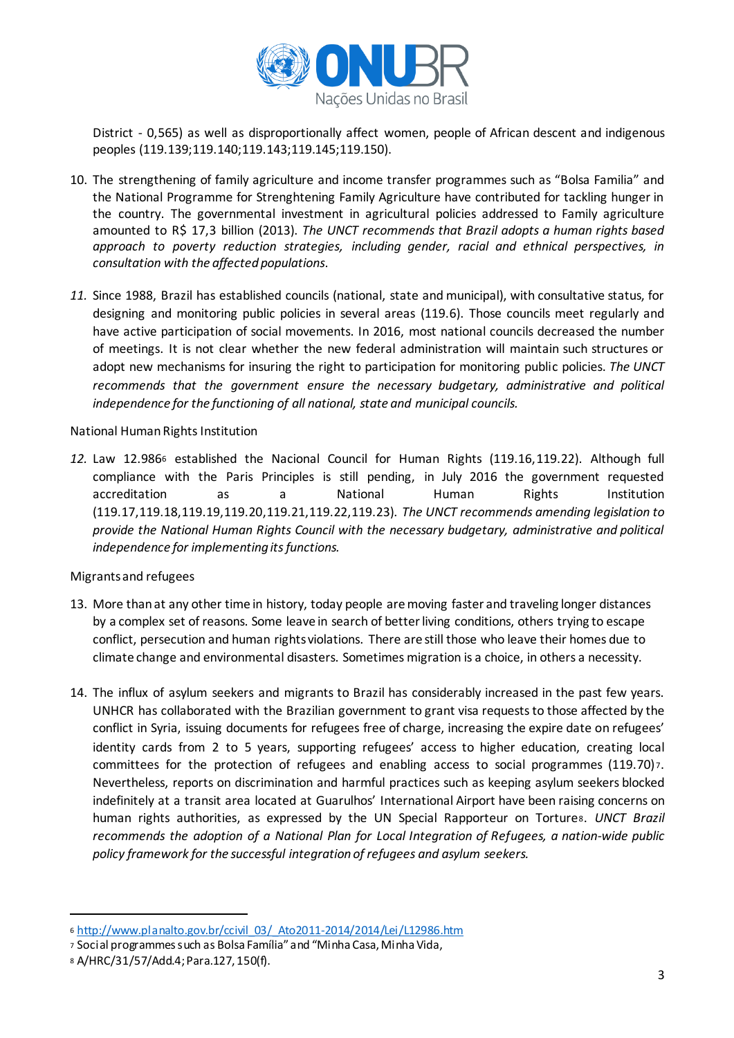District - 0,565) as well as disproportionally affect women, people of African descent and indigenous peoples (119.139;119.140;119.143;119.145;119.150).

10. The strengthening of family agriculture and income transfer programmes such as "Bolsa Familia" and the National Programme for Strenghtening Family Agriculture have contributed for tackling hunger in the country. The governmental investment in agricultural policies addressed to Family agriculture amounted to R$ 17,3 billion (2013). *The UNCT recommends that Brazil adopts a human rights based approach to poverty reduction strategies, including gender, racial and ethnical perspectives, in consultation with the affected populations*.

11. Since 1988, Brazil has established councils (national, state and municipal), with consultative status, for designing and monitoring public policies in several areas (119.6). Those councils meet regularly and have active participation of social movements. In 2016, most national councils decreased the number of meetings. It is not clear whether the new federal administration will maintain such structures or adopt new mechanisms for insuring the right to participation for monitoring public policies. *The UNCT recommends that the government ensure the necessary budgetary, administrative and political independence for the functioning of all national, state and municipal councils.*

National Human Rights Institution

12. Law 12.986[6] established the Nacional Council for Human Rights (119.16,119.22). Although full compliance with the Paris Principles is still pending, in July 2016 the government requested accreditation as a National Human Rights Institution (119.17,119.18,119.19,119.20,119.21,119.22,119.23). *The UNCT recommends amending legislation to provide the National Human Rights Council with the necessary budgetary, administrative and political independence for implementing its functions.*

Migrants and refugees

13. More than at any other time in history, today people are moving faster and traveling longer distances by a complex set of reasons. Some leave in search of better living conditions, others trying to escape conflict, persecution and human rights violations. There are still those who leave their homes due to climate change and environmental disasters. Sometimes migration is a choice, in others a necessity.

14. The influx of asylum seekers and migrants to Brazil has considerably increased in the past few years. UNHCR has collaborated with the Brazilian government to grant visa requests to those affected by the conflict in Syria, issuing documents for refugees free of charge, increasing the expire date on refugees' identity cards from 2 to 5 years, supporting refugees' access to higher education, creating local committees for the protection of refugees and enabling access to social programmes (119.70)[7]. Nevertheless, reports on discrimination and harmful practices such as keeping asylum seekers blocked indefinitely at a transit area located at Guarulhos' International Airport have been raising concerns on human rights authorities, as expressed by the UN Special Rapporteur on Torture[8]. *UNCT Brazil recommends the adoption of a National Plan for Local Integration of Refugees, a nation-wide public policy framework for the successful integration of refugees and asylum seekers.*

---

[6] http://www.planalto.gov.br/ccivil_03/_Ato2011-2014/2014/Lei/L12986.htm

[7] Social programmes such as Bolsa Família" and "Minha Casa, Minha Vida,

[8] A/HRC/31/57/Add.4; Para.127, 150(f).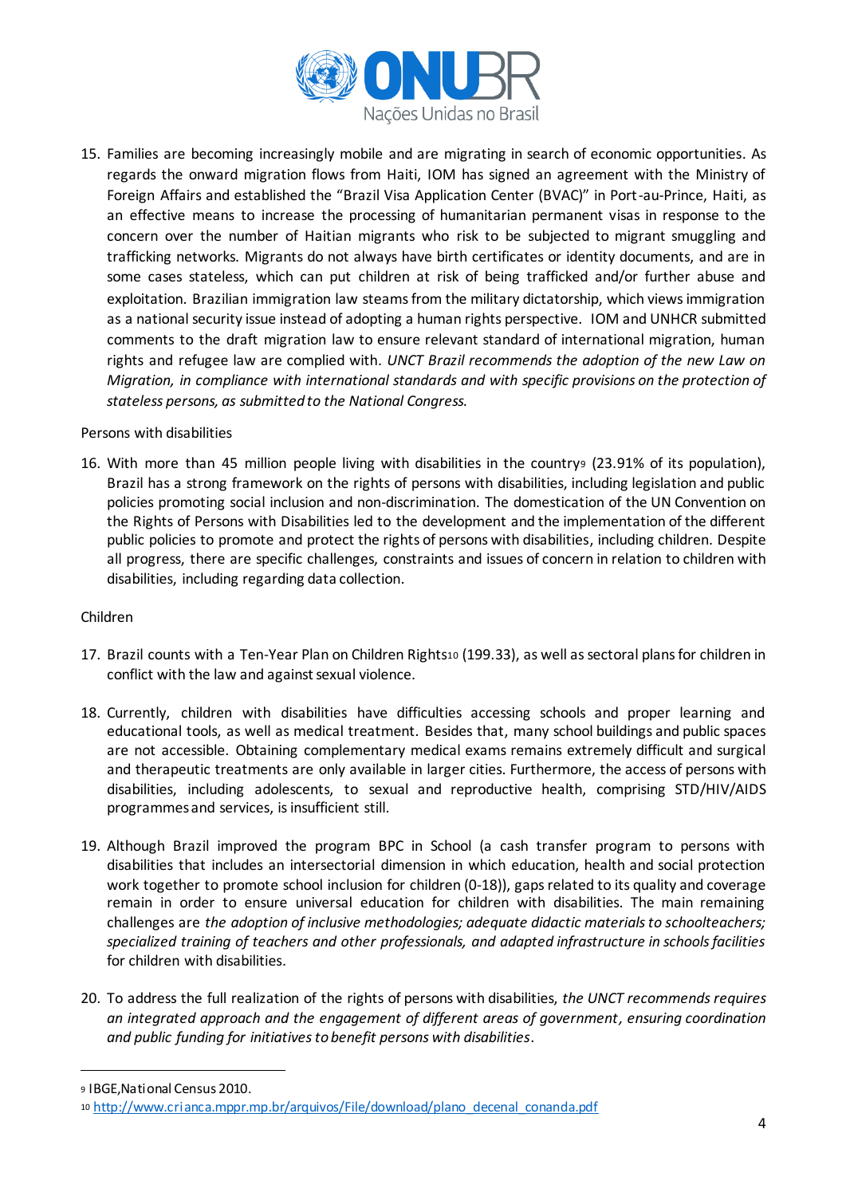15. Families are becoming increasingly mobile and are migrating in search of economic opportunities. As regards the onward migration flows from Haiti, IOM has signed an agreement with the Ministry of Foreign Affairs and established the "Brazil Visa Application Center (BVAC)" in Port-au-Prince, Haiti, as an effective means to increase the processing of humanitarian permanent visas in response to the concern over the number of Haitian migrants who risk to be subjected to migrant smuggling and trafficking networks. Migrants do not always have birth certificates or identity documents, and are in some cases stateless, which can put children at risk of being trafficked and/or further abuse and exploitation. Brazilian immigration law steams from the military dictatorship, which views immigration as a national security issue instead of adopting a human rights perspective. IOM and UNHCR submitted comments to the draft migration law to ensure relevant standard of international migration, human rights and refugee law are complied with. *UNCT Brazil recommends the adoption of the new Law on Migration, in compliance with international standards and with specific provisions on the protection of stateless persons, as submitted to the National Congress.*

Persons with disabilities

16. With more than 45 million people living with disabilities in the country[9] (23.91% of its population), Brazil has a strong framework on the rights of persons with disabilities, including legislation and public policies promoting social inclusion and non-discrimination. The domestication of the UN Convention on the Rights of Persons with Disabilities led to the development and the implementation of the different public policies to promote and protect the rights of persons with disabilities, including children. Despite all progress, there are specific challenges, constraints and issues of concern in relation to children with disabilities, including regarding data collection.

Children

17. Brazil counts with a Ten-Year Plan on Children Rights[10] (199.33), as well as sectoral plans for children in conflict with the law and against sexual violence.

18. Currently, children with disabilities have difficulties accessing schools and proper learning and educational tools, as well as medical treatment. Besides that, many school buildings and public spaces are not accessible. Obtaining complementary medical exams remains extremely difficult and surgical and therapeutic treatments are only available in larger cities. Furthermore, the access of persons with disabilities, including adolescents, to sexual and reproductive health, comprising STD/HIV/AIDS programmes and services, is insufficient still.

19. Although Brazil improved the program BPC in School (a cash transfer program to persons with disabilities that includes an intersectorial dimension in which education, health and social protection work together to promote school inclusion for children (0-18)), gaps related to its quality and coverage remain in order to ensure universal education for children with disabilities. The main remaining challenges are *the adoption of inclusive methodologies; adequate didactic materials to schoolteachers; specialized training of teachers and other professionals, and adapted infrastructure in schools facilities* for children with disabilities.

20. To address the full realization of the rights of persons with disabilities, *the UNCT recommends requires an integrated approach and the engagement of different areas of government, ensuring coordination and public funding for initiatives to benefit persons with disabilities*.

---

[9] IBGE, National Census 2010.

[10] http://www.crianca.mppr.mp.br/arquivos/File/download/plano_decenal_conanda.pdf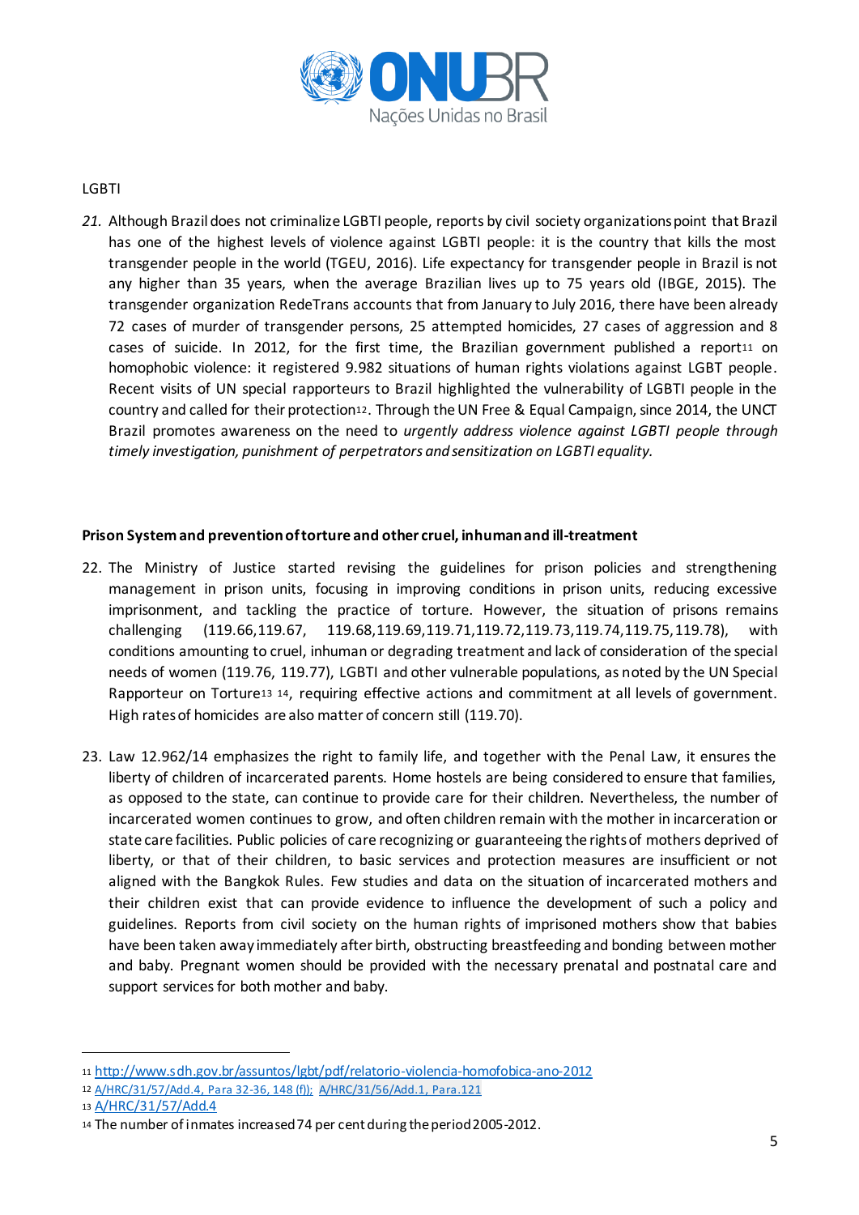LGBTI

*21.* Although Brazil does not criminalize LGBTI people, reports by civil society organizations point that Brazil has one of the highest levels of violence against LGBTI people: it is the country that kills the most transgender people in the world (TGEU, 2016). Life expectancy for transgender people in Brazil is not any higher than 35 years, when the average Brazilian lives up to 75 years old (IBGE, 2015). The transgender organization RedeTrans accounts that from January to July 2016, there have been already 72 cases of murder of transgender persons, 25 attempted homicides, 27 cases of aggression and 8 cases of suicide. In 2012, for the first time, the Brazilian government published a report[11] on homophobic violence: it registered 9.982 situations of human rights violations against LGBT people. Recent visits of UN special rapporteurs to Brazil highlighted the vulnerability of LGBTI people in the country and called for their protection[12]. Through the UN Free & Equal Campaign, since 2014, the UNCT Brazil promotes awareness on the need to *urgently address violence against LGBTI people through timely investigation, punishment of perpetrators and sensitization on LGBTI equality.*

**Prison System and prevention of torture and other cruel, inhuman and ill-treatment**

22. The Ministry of Justice started revising the guidelines for prison policies and strengthening management in prison units, focusing in improving conditions in prison units, reducing excessive imprisonment, and tackling the practice of torture. However, the situation of prisons remains challenging (119.66,119.67, 119.68,119.69,119.71,119.72,119.73,119.74,119.75,119.78), with conditions amounting to cruel, inhuman or degrading treatment and lack of consideration of the special needs of women (119.76, 119.77), LGBTI and other vulnerable populations, as noted by the UN Special Rapporteur on Torture[13] [14], requiring effective actions and commitment at all levels of government. High rates of homicides are also matter of concern still (119.70).

23. Law 12.962/14 emphasizes the right to family life, and together with the Penal Law, it ensures the liberty of children of incarcerated parents. Home hostels are being considered to ensure that families, as opposed to the state, can continue to provide care for their children. Nevertheless, the number of incarcerated women continues to grow, and often children remain with the mother in incarceration or state care facilities. Public policies of care recognizing or guaranteeing the rights of mothers deprived of liberty, or that of their children, to basic services and protection measures are insufficient or not aligned with the Bangkok Rules. Few studies and data on the situation of incarcerated mothers and their children exist that can provide evidence to influence the development of such a policy and guidelines. Reports from civil society on the human rights of imprisoned mothers show that babies have been taken away immediately after birth, obstructing breastfeeding and bonding between mother and baby. Pregnant women should be provided with the necessary prenatal and postnatal care and support services for both mother and baby.

---

[11] http://www.sdh.gov.br/assuntos/lgbt/pdf/relatorio-violencia-homofobica-ano-2012

[12] A/HRC/31/57/Add.4, Para 32-36, 148 (f)); A/HRC/31/56/Add.1, Para.121

[13] A/HRC/31/57/Add.4

[14] The number of inmates increased 74 per cent during the period 2005-2012.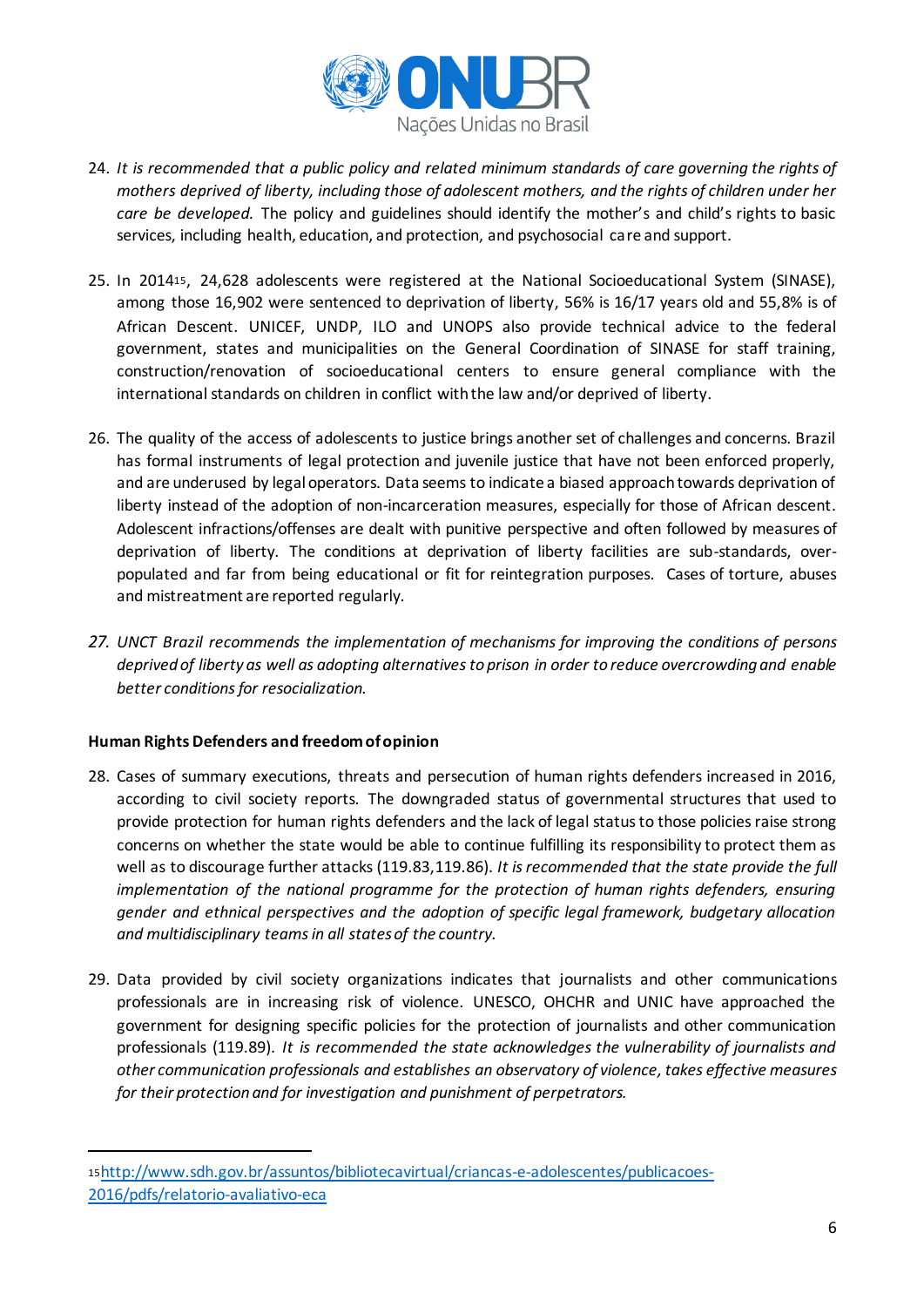24. *It is recommended that a public policy and related minimum standards of care governing the rights of mothers deprived of liberty, including those of adolescent mothers, and the rights of children under her care be developed.* The policy and guidelines should identify the mother's and child's rights to basic services, including health, education, and protection, and psychosocial care and support.

25. In 2014[15], 24,628 adolescents were registered at the National Socioeducational System (SINASE), among those 16,902 were sentenced to deprivation of liberty, 56% is 16/17 years old and 55,8% is of African Descent. UNICEF, UNDP, ILO and UNOPS also provide technical advice to the federal government, states and municipalities on the General Coordination of SINASE for staff training, construction/renovation of socioeducational centers to ensure general compliance with the international standards on children in conflict with the law and/or deprived of liberty.

26. The quality of the access of adolescents to justice brings another set of challenges and concerns. Brazil has formal instruments of legal protection and juvenile justice that have not been enforced properly, and are underused by legal operators. Data seems to indicate a biased approach towards deprivation of liberty instead of the adoption of non-incarceration measures, especially for those of African descent. Adolescent infractions/offenses are dealt with punitive perspective and often followed by measures of deprivation of liberty. The conditions at deprivation of liberty facilities are sub-standards, over-populated and far from being educational or fit for reintegration purposes. Cases of torture, abuses and mistreatment are reported regularly.

27. *UNCT Brazil recommends the implementation of mechanisms for improving the conditions of persons deprived of liberty as well as adopting alternatives to prison in order to reduce overcrowding and enable better conditions for resocialization.*

**Human Rights Defenders and freedom of opinion**

28. Cases of summary executions, threats and persecution of human rights defenders increased in 2016, according to civil society reports. The downgraded status of governmental structures that used to provide protection for human rights defenders and the lack of legal status to those policies raise strong concerns on whether the state would be able to continue fulfilling its responsibility to protect them as well as to discourage further attacks (119.83,119.86). *It is recommended that the state provide the full implementation of the national programme for the protection of human rights defenders, ensuring gender and ethnical perspectives and the adoption of specific legal framework, budgetary allocation and multidisciplinary teams in all states of the country.*

29. Data provided by civil society organizations indicates that journalists and other communications professionals are in increasing risk of violence. UNESCO, OHCHR and UNIC have approached the government for designing specific policies for the protection of journalists and other communication professionals (119.89). *It is recommended the state acknowledges the vulnerability of journalists and other communication professionals and establishes an observatory of violence, takes effective measures for their protection and for investigation and punishment of perpetrators.*

---

[15] http://www.sdh.gov.br/assuntos/bibliotecavirtual/criancas-e-adolescentes/publicacoes-2016/pdfs/relatorio-avaliativo-eca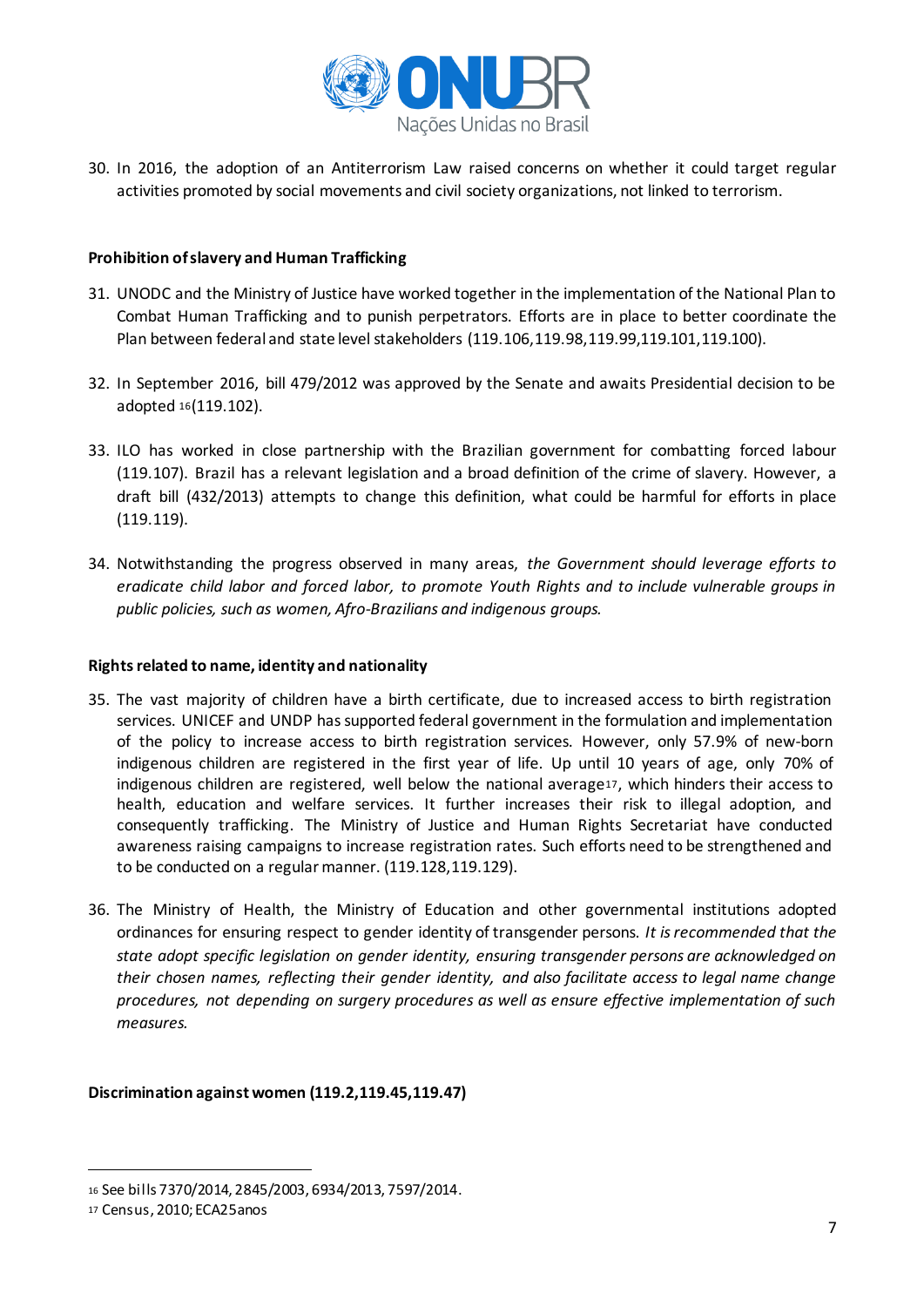30. In 2016, the adoption of an Antiterrorism Law raised concerns on whether it could target regular activities promoted by social movements and civil society organizations, not linked to terrorism.

**Prohibition of slavery and Human Trafficking**

31. UNODC and the Ministry of Justice have worked together in the implementation of the National Plan to Combat Human Trafficking and to punish perpetrators. Efforts are in place to better coordinate the Plan between federal and state level stakeholders (119.106,119.98,119.99,119.101,119.100).

32. In September 2016, bill 479/2012 was approved by the Senate and awaits Presidential decision to be adopted [16](119.102).

33. ILO has worked in close partnership with the Brazilian government for combatting forced labour (119.107). Brazil has a relevant legislation and a broad definition of the crime of slavery. However, a draft bill (432/2013) attempts to change this definition, what could be harmful for efforts in place (119.119).

34. Notwithstanding the progress observed in many areas, *the Government should leverage efforts to eradicate child labor and forced labor, to promote Youth Rights and to include vulnerable groups in public policies, such as women, Afro-Brazilians and indigenous groups.*

**Rights related to name, identity and nationality**

35. The vast majority of children have a birth certificate, due to increased access to birth registration services. UNICEF and UNDP has supported federal government in the formulation and implementation of the policy to increase access to birth registration services. However, only 57.9% of new-born indigenous children are registered in the first year of life. Up until 10 years of age, only 70% of indigenous children are registered, well below the national average[17], which hinders their access to health, education and welfare services. It further increases their risk to illegal adoption, and consequently trafficking. The Ministry of Justice and Human Rights Secretariat have conducted awareness raising campaigns to increase registration rates. Such efforts need to be strengthened and to be conducted on a regular manner. (119.128,119.129).

36. The Ministry of Health, the Ministry of Education and other governmental institutions adopted ordinances for ensuring respect to gender identity of transgender persons. *It is recommended that the state adopt specific legislation on gender identity, ensuring transgender persons are acknowledged on their chosen names, reflecting their gender identity, and also facilitate access to legal name change procedures, not depending on surgery procedures as well as ensure effective implementation of such measures.*

**Discrimination against women (119.2,119.45,119.47)**

---

[16] See bills 7370/2014, 2845/2003, 6934/2013, 7597/2014.

[17] Census, 2010; ECA25anos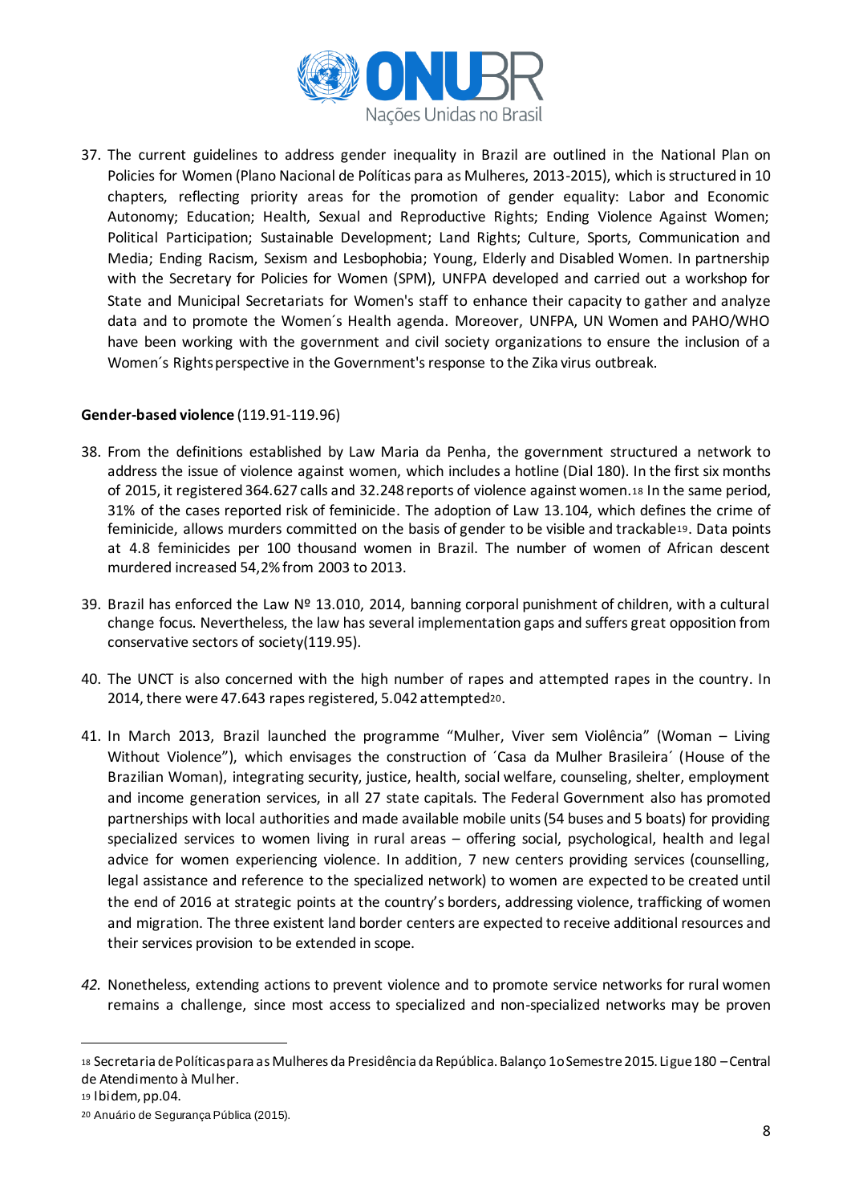37. The current guidelines to address gender inequality in Brazil are outlined in the National Plan on Policies for Women (Plano Nacional de Políticas para as Mulheres, 2013-2015), which is structured in 10 chapters, reflecting priority areas for the promotion of gender equality: Labor and Economic Autonomy; Education; Health, Sexual and Reproductive Rights; Ending Violence Against Women; Political Participation; Sustainable Development; Land Rights; Culture, Sports, Communication and Media; Ending Racism, Sexism and Lesbophobia; Young, Elderly and Disabled Women. In partnership with the Secretary for Policies for Women (SPM), UNFPA developed and carried out a workshop for State and Municipal Secretariats for Women's staff to enhance their capacity to gather and analyze data and to promote the Women´s Health agenda. Moreover, UNFPA, UN Women and PAHO/WHO have been working with the government and civil society organizations to ensure the inclusion of a Women´s Rights perspective in the Government's response to the Zika virus outbreak.

**Gender-based violence** (119.91-119.96)

38. From the definitions established by Law Maria da Penha, the government structured a network to address the issue of violence against women, which includes a hotline (Dial 180). In the first six months of 2015, it registered 364.627 calls and 32.248 reports of violence against women.[18] In the same period, 31% of the cases reported risk of feminicide. The adoption of Law 13.104, which defines the crime of feminicide, allows murders committed on the basis of gender to be visible and trackable[19]. Data points at 4.8 feminicides per 100 thousand women in Brazil. The number of women of African descent murdered increased 54,2% from 2003 to 2013.

39. Brazil has enforced the Law Nº 13.010, 2014, banning corporal punishment of children, with a cultural change focus. Nevertheless, the law has several implementation gaps and suffers great opposition from conservative sectors of society(119.95).

40. The UNCT is also concerned with the high number of rapes and attempted rapes in the country. In 2014, there were 47.643 rapes registered, 5.042 attempted[20].

41. In March 2013, Brazil launched the programme "Mulher, Viver sem Violência" (Woman – Living Without Violence"), which envisages the construction of ´Casa da Mulher Brasileira´ (House of the Brazilian Woman), integrating security, justice, health, social welfare, counseling, shelter, employment and income generation services, in all 27 state capitals. The Federal Government also has promoted partnerships with local authorities and made available mobile units (54 buses and 5 boats) for providing specialized services to women living in rural areas – offering social, psychological, health and legal advice for women experiencing violence. In addition, 7 new centers providing services (counselling, legal assistance and reference to the specialized network) to women are expected to be created until the end of 2016 at strategic points at the country's borders, addressing violence, trafficking of women and migration. The three existent land border centers are expected to receive additional resources and their services provision to be extended in scope.

*42.* Nonetheless, extending actions to prevent violence and to promote service networks for rural women remains a challenge, since most access to specialized and non-specialized networks may be proven

---

[18] Secretaria de Políticas para as Mulheres da Presidência da República. Balanço 1o Semestre 2015. Ligue 180 – Central de Atendimento à Mulher.

[19] Ibidem, pp.04.

[20] Anuário de Segurança Pública (2015).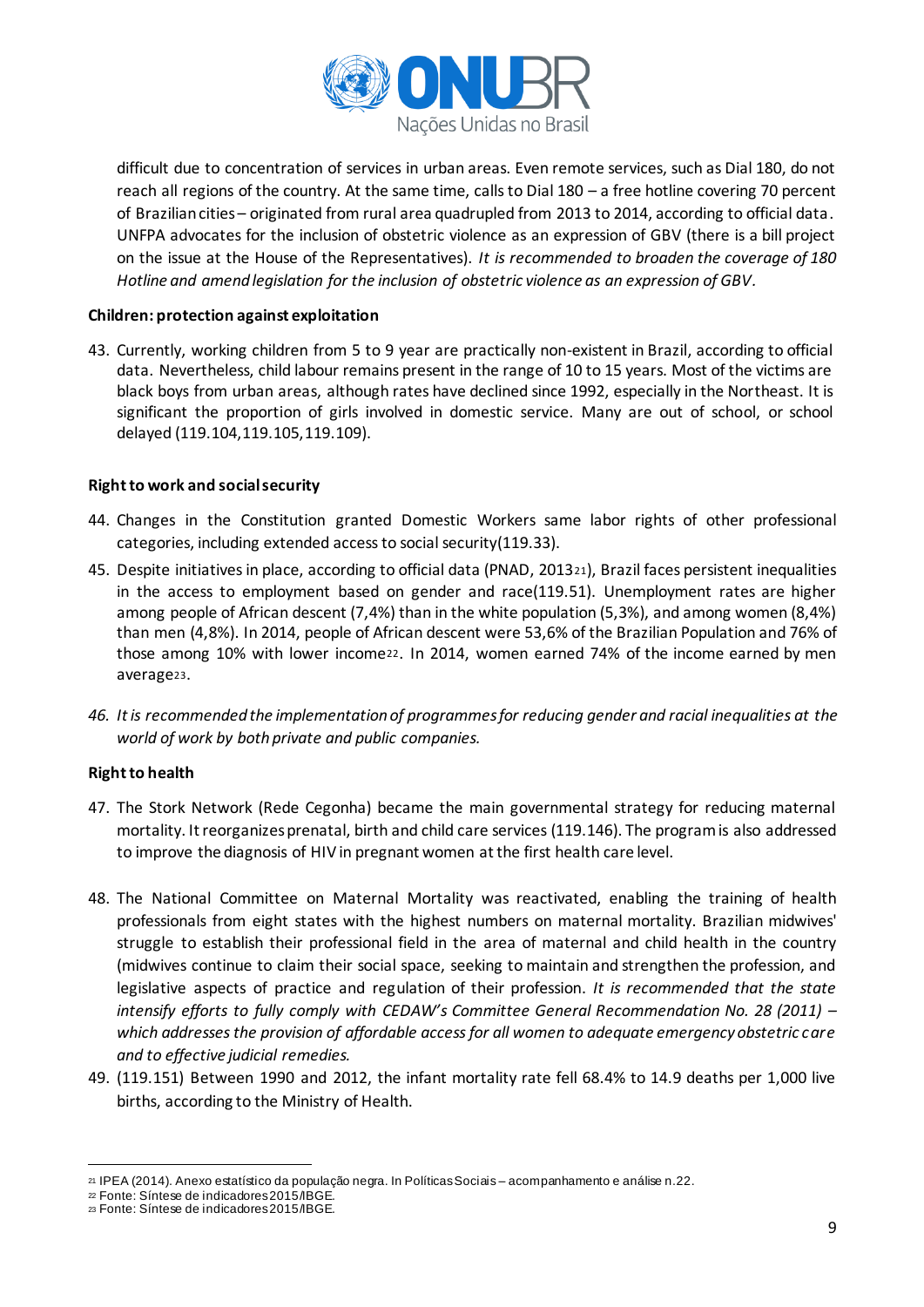difficult due to concentration of services in urban areas. Even remote services, such as Dial 180, do not reach all regions of the country. At the same time, calls to Dial 180 – a free hotline covering 70 percent of Brazilian cities – originated from rural area quadrupled from 2013 to 2014, according to official data. UNFPA advocates for the inclusion of obstetric violence as an expression of GBV (there is a bill project on the issue at the House of the Representatives). *It is recommended to broaden the coverage of 180 Hotline and amend legislation for the inclusion of obstetric violence as an expression of GBV.*

**Children: protection against exploitation**

43. Currently, working children from 5 to 9 year are practically non-existent in Brazil, according to official data. Nevertheless, child labour remains present in the range of 10 to 15 years. Most of the victims are black boys from urban areas, although rates have declined since 1992, especially in the Northeast. It is significant the proportion of girls involved in domestic service. Many are out of school, or school delayed (119.104,119.105,119.109).

**Right to work and social security**

44. Changes in the Constitution granted Domestic Workers same labor rights of other professional categories, including extended access to social security(119.33).
45. Despite initiatives in place, according to official data (PNAD, 2013[21]), Brazil faces persistent inequalities in the access to employment based on gender and race(119.51). Unemployment rates are higher among people of African descent (7,4%) than in the white population (5,3%), and among women (8,4%) than men (4,8%). In 2014, people of African descent were 53,6% of the Brazilian Population and 76% of those among 10% with lower income[22]. In 2014, women earned 74% of the income earned by men average[23].
46. *It is recommended the implementation of programmes for reducing gender and racial inequalities at the world of work by both private and public companies.*

**Right to health**

47. The Stork Network (Rede Cegonha) became the main governmental strategy for reducing maternal mortality. It reorganizes prenatal, birth and child care services (119.146). The program is also addressed to improve the diagnosis of HIV in pregnant women at the first health care level.
48. The National Committee on Maternal Mortality was reactivated, enabling the training of health professionals from eight states with the highest numbers on maternal mortality. Brazilian midwives' struggle to establish their professional field in the area of maternal and child health in the country (midwives continue to claim their social space, seeking to maintain and strengthen the profession, and legislative aspects of practice and regulation of their profession. *It is recommended that the state intensify efforts to fully comply with CEDAW's Committee General Recommendation No. 28 (2011) – which addresses the provision of affordable access for all women to adequate emergency obstetric care and to effective judicial remedies.*
49. (119.151) Between 1990 and 2012, the infant mortality rate fell 68.4% to 14.9 deaths per 1,000 live births, according to the Ministry of Health.

---

[21] IPEA (2014). Anexo estatístico da população negra. In Políticas Sociais – acompanhamento e análise n.22.
[22] Fonte: Síntese de indicadores 2015/IBGE.
[23] Fonte: Síntese de indicadores 2015/IBGE.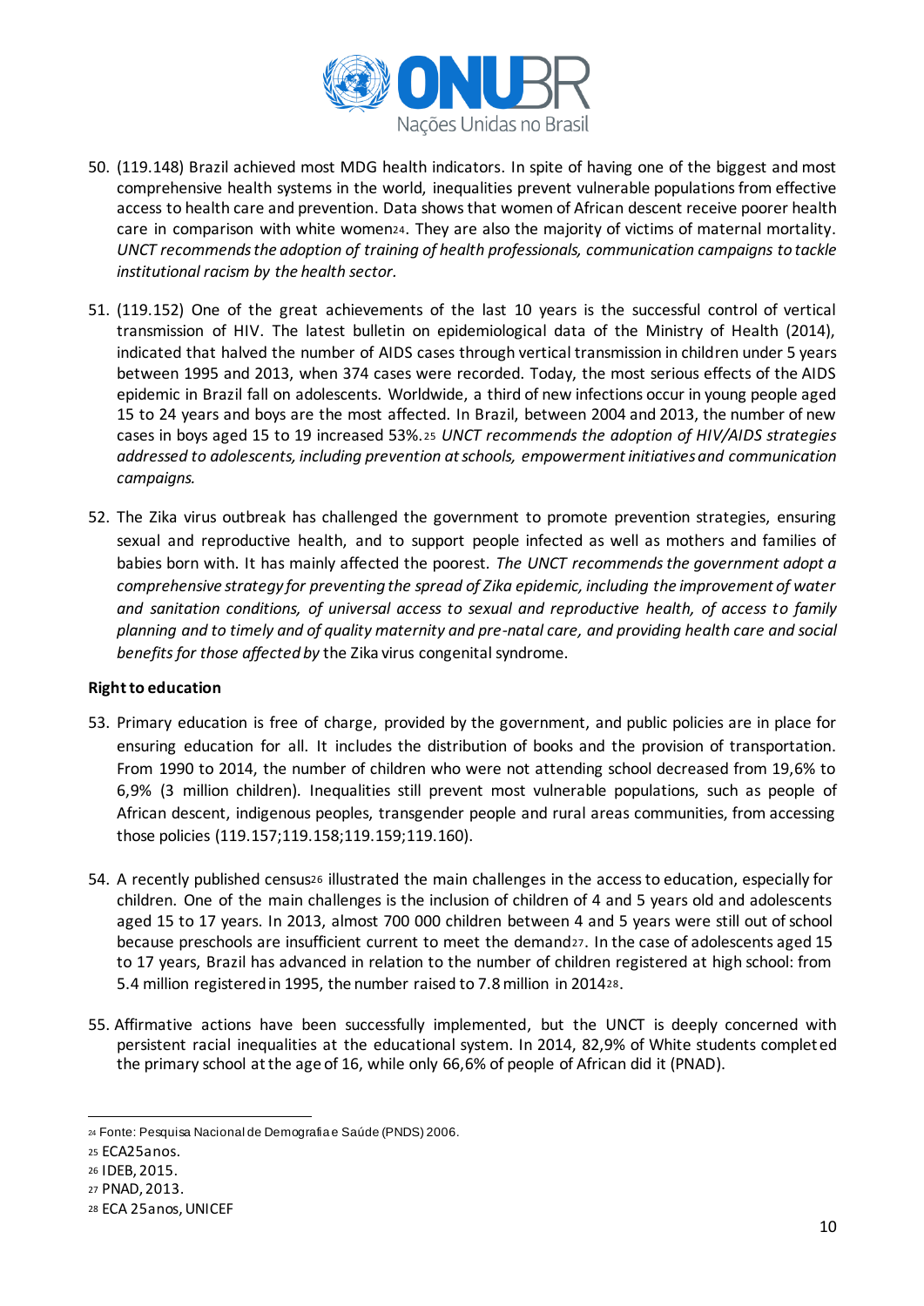50. (119.148) Brazil achieved most MDG health indicators. In spite of having one of the biggest and most comprehensive health systems in the world, inequalities prevent vulnerable populations from effective access to health care and prevention. Data shows that women of African descent receive poorer health care in comparison with white women[24]. They are also the majority of victims of maternal mortality. *UNCT recommends the adoption of training of health professionals, communication campaigns to tackle institutional racism by the health sector.*

51. (119.152) One of the great achievements of the last 10 years is the successful control of vertical transmission of HIV. The latest bulletin on epidemiological data of the Ministry of Health (2014), indicated that halved the number of AIDS cases through vertical transmission in children under 5 years between 1995 and 2013, when 374 cases were recorded. Today, the most serious effects of the AIDS epidemic in Brazil fall on adolescents. Worldwide, a third of new infections occur in young people aged 15 to 24 years and boys are the most affected. In Brazil, between 2004 and 2013, the number of new cases in boys aged 15 to 19 increased 53%.[25] *UNCT recommends the adoption of HIV/AIDS strategies addressed to adolescents, including prevention at schools, empowerment initiatives and communication campaigns.*

52. The Zika virus outbreak has challenged the government to promote prevention strategies, ensuring sexual and reproductive health, and to support people infected as well as mothers and families of babies born with. It has mainly affected the poorest. *The UNCT recommends the government adopt a comprehensive strategy for preventing the spread of Zika epidemic, including the improvement of water and sanitation conditions, of universal access to sexual and reproductive health, of access to family planning and to timely and of quality maternity and pre-natal care, and providing health care and social benefits for those affected by* the Zika virus congenital syndrome.

**Right to education**

53. Primary education is free of charge, provided by the government, and public policies are in place for ensuring education for all. It includes the distribution of books and the provision of transportation. From 1990 to 2014, the number of children who were not attending school decreased from 19,6% to 6,9% (3 million children). Inequalities still prevent most vulnerable populations, such as people of African descent, indigenous peoples, transgender people and rural areas communities, from accessing those policies (119.157;119.158;119.159;119.160).

54. A recently published census[26] illustrated the main challenges in the access to education, especially for children. One of the main challenges is the inclusion of children of 4 and 5 years old and adolescents aged 15 to 17 years. In 2013, almost 700 000 children between 4 and 5 years were still out of school because preschools are insufficient current to meet the demand[27]. In the case of adolescents aged 15 to 17 years, Brazil has advanced in relation to the number of children registered at high school: from 5.4 million registered in 1995, the number raised to 7.8 million in 2014[28].

55. Affirmative actions have been successfully implemented, but the UNCT is deeply concerned with persistent racial inequalities at the educational system. In 2014, 82,9% of White students completed the primary school at the age of 16, while only 66,6% of people of African did it (PNAD).

---

[24] Fonte: Pesquisa Nacional de Demografia e Saúde (PNDS) 2006.

[25] ECA25anos.

[26] IDEB, 2015.

[27] PNAD, 2013.

[28] ECA 25anos, UNICEF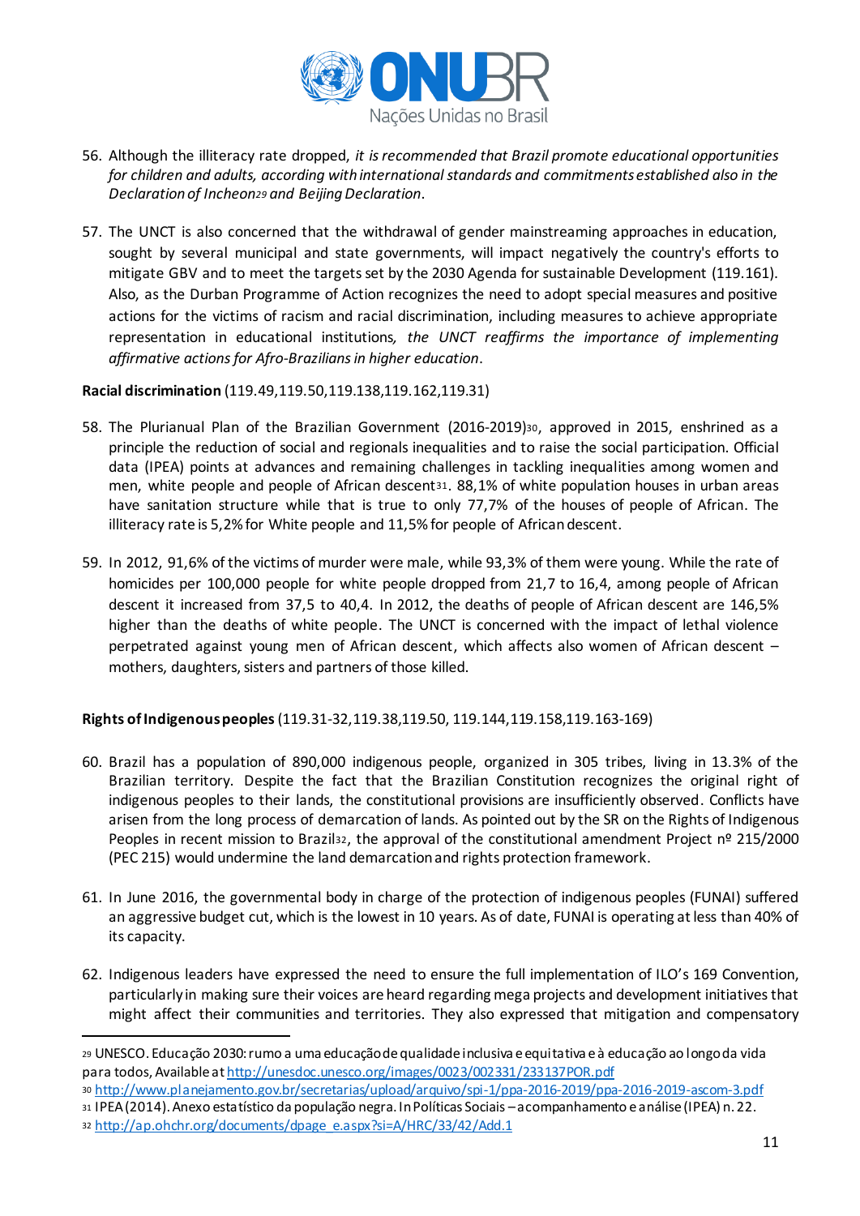56. Although the illiteracy rate dropped, *it is recommended that Brazil promote educational opportunities for children and adults, according with international standards and commitments established also in the Declaration of Incheon*[29] *and Beijing Declaration*.

57. The UNCT is also concerned that the withdrawal of gender mainstreaming approaches in education, sought by several municipal and state governments, will impact negatively the country's efforts to mitigate GBV and to meet the targets set by the 2030 Agenda for sustainable Development (119.161). Also, as the Durban Programme of Action recognizes the need to adopt special measures and positive actions for the victims of racism and racial discrimination, including measures to achieve appropriate representation in educational institutions, *the UNCT reaffirms the importance of implementing affirmative actions for Afro-Brazilians in higher education*.

**Racial discrimination** (119.49,119.50,119.138,119.162,119.31)

58. The Plurianual Plan of the Brazilian Government (2016-2019)[30], approved in 2015, enshrined as a principle the reduction of social and regionals inequalities and to raise the social participation. Official data (IPEA) points at advances and remaining challenges in tackling inequalities among women and men, white people and people of African descent[31]. 88,1% of white population houses in urban areas have sanitation structure while that is true to only 77,7% of the houses of people of African. The illiteracy rate is 5,2% for White people and 11,5% for people of African descent.

59. In 2012, 91,6% of the victims of murder were male, while 93,3% of them were young. While the rate of homicides per 100,000 people for white people dropped from 21,7 to 16,4, among people of African descent it increased from 37,5 to 40,4. In 2012, the deaths of people of African descent are 146,5% higher than the deaths of white people. The UNCT is concerned with the impact of lethal violence perpetrated against young men of African descent, which affects also women of African descent – mothers, daughters, sisters and partners of those killed.

**Rights of Indigenous peoples** (119.31-32,119.38,119.50, 119.144,119.158,119.163-169)

60. Brazil has a population of 890,000 indigenous people, organized in 305 tribes, living in 13.3% of the Brazilian territory. Despite the fact that the Brazilian Constitution recognizes the original right of indigenous peoples to their lands, the constitutional provisions are insufficiently observed. Conflicts have arisen from the long process of demarcation of lands. As pointed out by the SR on the Rights of Indigenous Peoples in recent mission to Brazil[32], the approval of the constitutional amendment Project nº 215/2000 (PEC 215) would undermine the land demarcation and rights protection framework.

61. In June 2016, the governmental body in charge of the protection of indigenous peoples (FUNAI) suffered an aggressive budget cut, which is the lowest in 10 years. As of date, FUNAI is operating at less than 40% of its capacity.

62. Indigenous leaders have expressed the need to ensure the full implementation of ILO's 169 Convention, particularly in making sure their voices are heard regarding mega projects and development initiatives that might affect their communities and territories. They also expressed that mitigation and compensatory

---

[29] UNESCO. Educação 2030: rumo a uma educação de qualidade inclusiva e equitativa e à educação ao longo da vida para todos, Available at http://unesdoc.unesco.org/images/0023/002331/233137POR.pdf

[30] http://www.planejamento.gov.br/secretarias/upload/arquivo/spi-1/ppa-2016-2019/ppa-2016-2019-ascom-3.pdf

[31] IPEA (2014). Anexo estatístico da população negra. In Políticas Sociais – acompanhamento e análise (IPEA) n. 22.

[32] http://ap.ohchr.org/documents/dpage_e.aspx?si=A/HRC/33/42/Add.1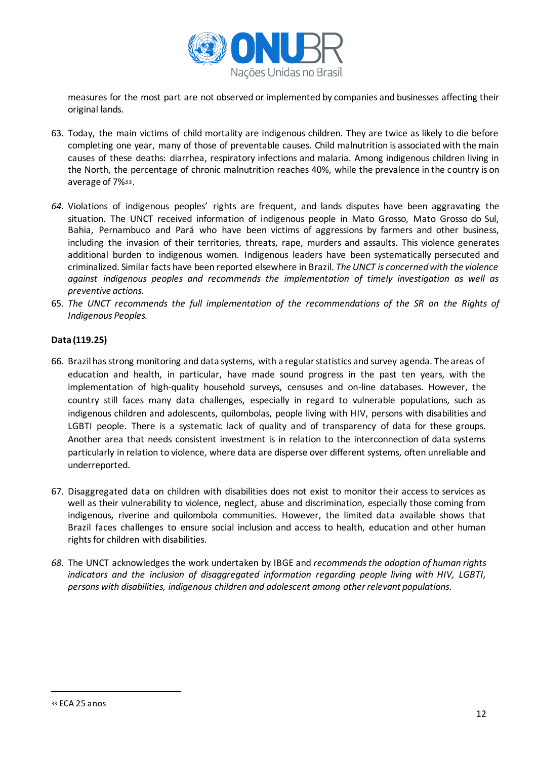measures for the most part are not observed or implemented by companies and businesses affecting their original lands.

63. Today, the main victims of child mortality are indigenous children. They are twice as likely to die before completing one year, many of those of preventable causes. Child malnutrition is associated with the main causes of these deaths: diarrhea, respiratory infections and malaria. Among indigenous children living in the North, the percentage of chronic malnutrition reaches 40%, while the prevalence in the country is on average of 7%[33].

64. Violations of indigenous peoples' rights are frequent, and lands disputes have been aggravating the situation. The UNCT received information of indigenous people in Mato Grosso, Mato Grosso do Sul, Bahia, Pernambuco and Pará who have been victims of aggressions by farmers and other business, including the invasion of their territories, threats, rape, murders and assaults. This violence generates additional burden to indigenous women. Indigenous leaders have been systematically persecuted and criminalized. Similar facts have been reported elsewhere in Brazil. *The UNCT is concerned with the violence against indigenous peoples and recommends the implementation of timely investigation as well as preventive actions.*

65. *The UNCT recommends the full implementation of the recommendations of the SR on the Rights of Indigenous Peoples.*

**Data (119.25)**

66. Brazil has strong monitoring and data systems, with a regular statistics and survey agenda. The areas of education and health, in particular, have made sound progress in the past ten years, with the implementation of high-quality household surveys, censuses and on-line databases. However, the country still faces many data challenges, especially in regard to vulnerable populations, such as indigenous children and adolescents, quilombolas, people living with HIV, persons with disabilities and LGBTI people. There is a systematic lack of quality and of transparency of data for these groups. Another area that needs consistent investment is in relation to the interconnection of data systems particularly in relation to violence, where data are disperse over different systems, often unreliable and underreported.

67. Disaggregated data on children with disabilities does not exist to monitor their access to services as well as their vulnerability to violence, neglect, abuse and discrimination, especially those coming from indigenous, riverine and quilombola communities. However, the limited data available shows that Brazil faces challenges to ensure social inclusion and access to health, education and other human rights for children with disabilities.

68. The UNCT acknowledges the work undertaken by IBGE and *recommends the adoption of human rights indicators and the inclusion of disaggregated information regarding people living with HIV, LGBTI, persons with disabilities, indigenous children and adolescent among other relevant populations.*

[33] ECA 25 anos